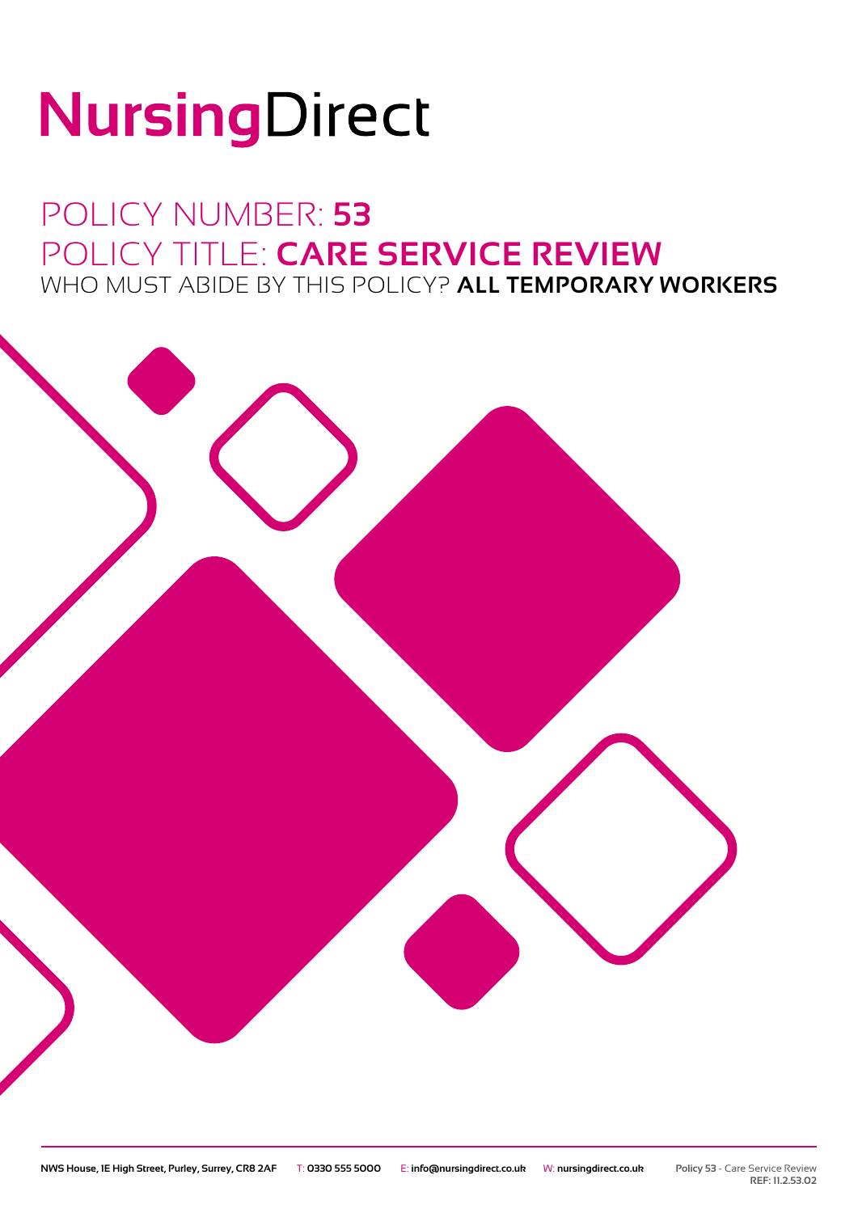# NursingDirect

## POLICY NUMBER: **53**
## POLICY TITLE: **CARE SERVICE REVIEW**
### WHO MUST ABIDE BY THIS POLICY? **ALL TEMPORARY WORKERS**

**NWS House, 1E High Street, Purley, Surrey, CR8 2AF** T: **0330 555 5000** E: **info@nursingdirect.co.uk** W: **nursingdirect.co.uk**

**Policy 53** - Care Service Review
**REF: 11.2.53.02**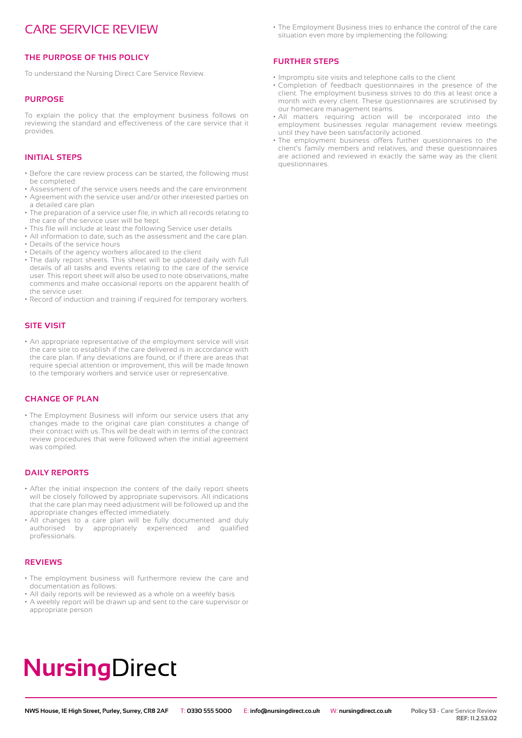# CARE SERVICE REVIEW

## THE PURPOSE OF THIS POLICY

To understand the Nursing Direct Care Service Review.

## PURPOSE

To explain the policy that the employment business follows on reviewing the standard and effectiveness of the care service that it provides.

## INITIAL STEPS

- Before the care review process can be started, the following must be completed:
- Assessment of the service users needs and the care environment
- Agreement with the service user and/or other interested parties on a detailed care plan
- The preparation of a service user file, in which all records relating to the care of the service user will be kept.
- This file will include at least the following Service user details
- All information to date, such as the assessment and the care plan.
- Details of the service hours
- Details of the agency workers allocated to the client
- The daily report sheets. This sheet will be updated daily with full details of all tasks and events relating to the care of the service user. This report sheet will also be used to note observations, make comments and make occasional reports on the apparent health of the service user.
- Record of induction and training if required for temporary workers.

## SITE VISIT

- An appropriate representative of the employment service will visit the care site to establish if the care delivered is in accordance with the care plan. If any deviations are found, or if there are areas that require special attention or improvement, this will be made known to the temporary workers and service user or representative.

## CHANGE OF PLAN

- The Employment Business will inform our service users that any changes made to the original care plan constitutes a change of their contract with us. This will be dealt with in terms of the contract review procedures that were followed when the initial agreement was compiled.

## DAILY REPORTS

- After the initial inspection the content of the daily report sheets will be closely followed by appropriate supervisors. All indications that the care plan may need adjustment will be followed up and the appropriate changes effected immediately.
- All changes to a care plan will be fully documented and duly authorised by appropriately experienced and qualified professionals.

## REVIEWS

- The employment business will furthermore review the care and documentation as follows:
- All daily reports will be reviewed as a whole on a weekly basis
- A weekly report will be drawn up and sent to the care supervisor or appropriate person
- The Employment Business tries to enhance the control of the care situation even more by implementing the following:

## FURTHER STEPS

- Impromptu site visits and telephone calls to the client
- Completion of feedback questionnaires in the presence of the client. The employment business strives to do this at least once a month with every client. These questionnaires are scrutinised by our homecare management teams.
- All matters requiring action will be incorporated into the employment businesses regular management review meetings until they have been satisfactorily actioned.
- The employment business offers further questionnaires to the client's family members and relatives, and these questionnaires are actioned and reviewed in exactly the same way as the client questionnaires.

**Nursing**Direct

**NWS House, 1E High Street, Purley, Surrey, CR8 2AF** T: **0330 555 5000** E: **info@nursingdirect.co.uk** W: **nursingdirect.co.uk** **Policy 53** - Care Service Review **REF: 11.2.53.02**